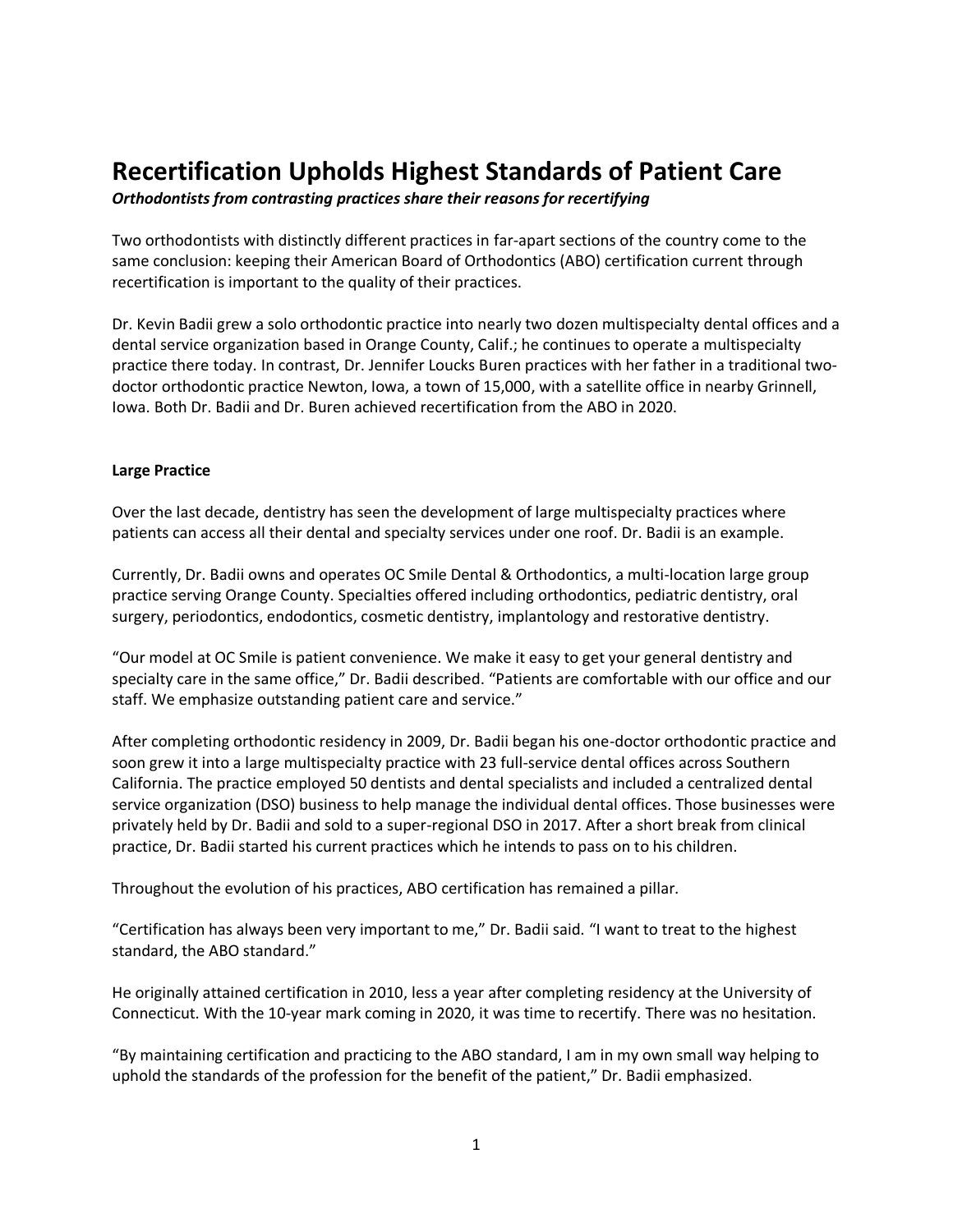# Recertification Upholds Highest Standards of Patient Care

***Orthodontists from contrasting practices share their reasons for recertifying***

Two orthodontists with distinctly different practices in far-apart sections of the country come to the same conclusion: keeping their American Board of Orthodontics (ABO) certification current through recertification is important to the quality of their practices.

Dr. Kevin Badii grew a solo orthodontic practice into nearly two dozen multispecialty dental offices and a dental service organization based in Orange County, Calif.; he continues to operate a multispecialty practice there today. In contrast, Dr. Jennifer Loucks Buren practices with her father in a traditional two-doctor orthodontic practice Newton, Iowa, a town of 15,000, with a satellite office in nearby Grinnell, Iowa. Both Dr. Badii and Dr. Buren achieved recertification from the ABO in 2020.

## Large Practice

Over the last decade, dentistry has seen the development of large multispecialty practices where patients can access all their dental and specialty services under one roof. Dr. Badii is an example.

Currently, Dr. Badii owns and operates OC Smile Dental & Orthodontics, a multi-location large group practice serving Orange County. Specialties offered including orthodontics, pediatric dentistry, oral surgery, periodontics, endodontics, cosmetic dentistry, implantology and restorative dentistry.

"Our model at OC Smile is patient convenience. We make it easy to get your general dentistry and specialty care in the same office," Dr. Badii described. "Patients are comfortable with our office and our staff. We emphasize outstanding patient care and service."

After completing orthodontic residency in 2009, Dr. Badii began his one-doctor orthodontic practice and soon grew it into a large multispecialty practice with 23 full-service dental offices across Southern California. The practice employed 50 dentists and dental specialists and included a centralized dental service organization (DSO) business to help manage the individual dental offices. Those businesses were privately held by Dr. Badii and sold to a super-regional DSO in 2017. After a short break from clinical practice, Dr. Badii started his current practices which he intends to pass on to his children.

Throughout the evolution of his practices, ABO certification has remained a pillar.

"Certification has always been very important to me," Dr. Badii said. "I want to treat to the highest standard, the ABO standard."

He originally attained certification in 2010, less a year after completing residency at the University of Connecticut. With the 10-year mark coming in 2020, it was time to recertify. There was no hesitation.

"By maintaining certification and practicing to the ABO standard, I am in my own small way helping to uphold the standards of the profession for the benefit of the patient," Dr. Badii emphasized.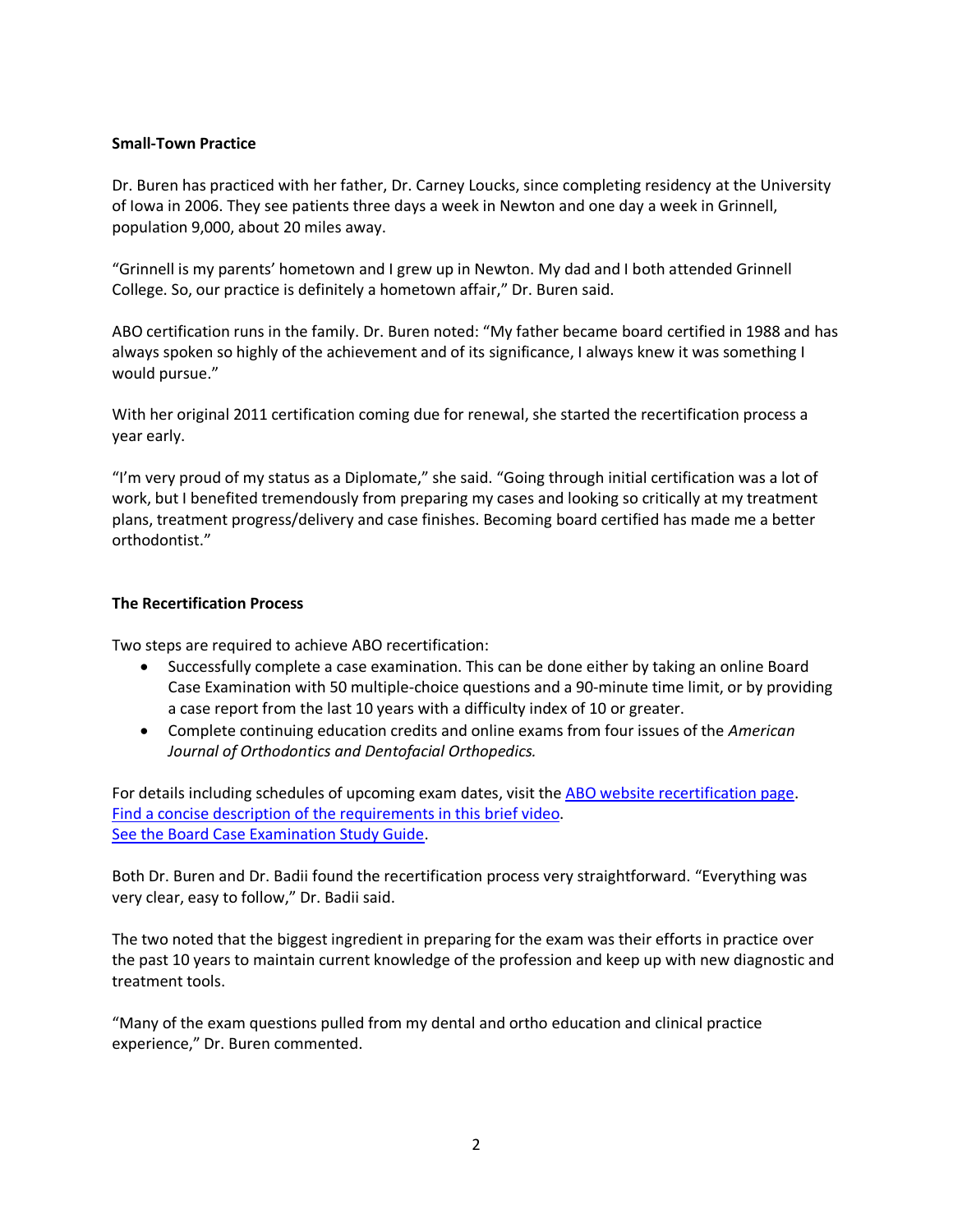**Small-Town Practice**

Dr. Buren has practiced with her father, Dr. Carney Loucks, since completing residency at the University of Iowa in 2006. They see patients three days a week in Newton and one day a week in Grinnell, population 9,000, about 20 miles away.

"Grinnell is my parents' hometown and I grew up in Newton. My dad and I both attended Grinnell College. So, our practice is definitely a hometown affair," Dr. Buren said.

ABO certification runs in the family. Dr. Buren noted: "My father became board certified in 1988 and has always spoken so highly of the achievement and of its significance, I always knew it was something I would pursue."

With her original 2011 certification coming due for renewal, she started the recertification process a year early.

"I'm very proud of my status as a Diplomate," she said. "Going through initial certification was a lot of work, but I benefited tremendously from preparing my cases and looking so critically at my treatment plans, treatment progress/delivery and case finishes. Becoming board certified has made me a better orthodontist."

**The Recertification Process**

Two steps are required to achieve ABO recertification:

- Successfully complete a case examination. This can be done either by taking an online Board Case Examination with 50 multiple-choice questions and a 90-minute time limit, or by providing a case report from the last 10 years with a difficulty index of 10 or greater.
- Complete continuing education credits and online exams from four issues of the *American Journal of Orthodontics and Dentofacial Orthopedics.*

For details including schedules of upcoming exam dates, visit the ABO website recertification page.
Find a concise description of the requirements in this brief video.
See the Board Case Examination Study Guide.

Both Dr. Buren and Dr. Badii found the recertification process very straightforward. "Everything was very clear, easy to follow," Dr. Badii said.

The two noted that the biggest ingredient in preparing for the exam was their efforts in practice over the past 10 years to maintain current knowledge of the profession and keep up with new diagnostic and treatment tools.

"Many of the exam questions pulled from my dental and ortho education and clinical practice experience," Dr. Buren commented.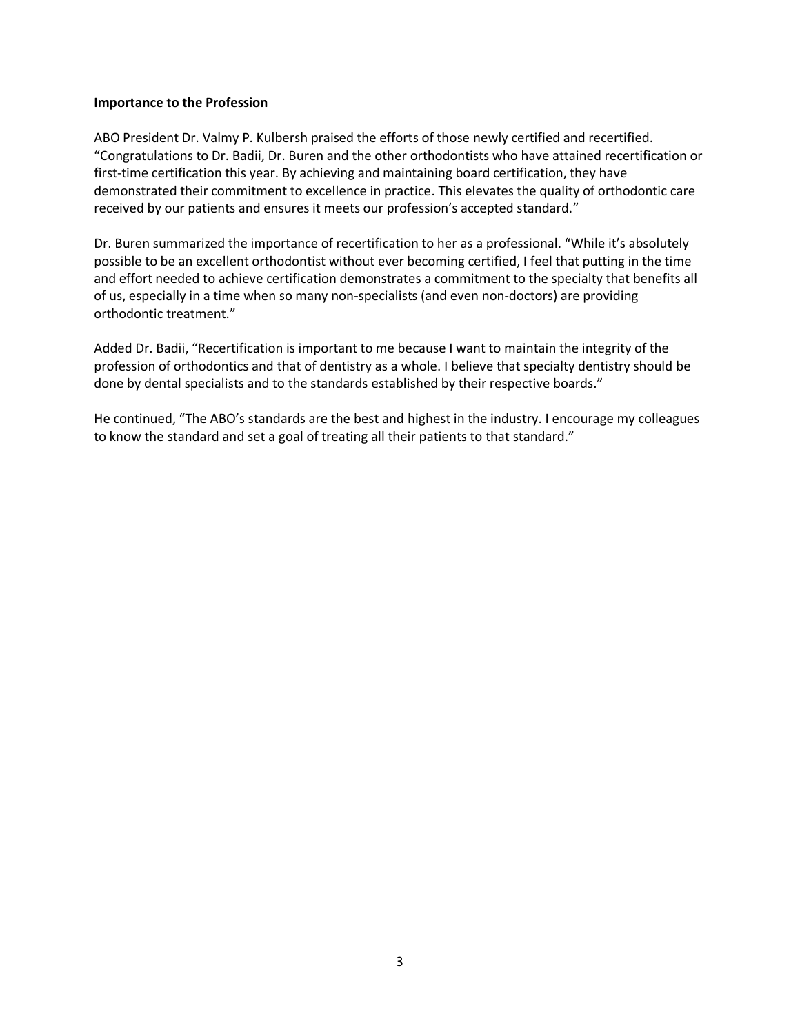**Importance to the Profession**

ABO President Dr. Valmy P. Kulbersh praised the efforts of those newly certified and recertified. "Congratulations to Dr. Badii, Dr. Buren and the other orthodontists who have attained recertification or first-time certification this year. By achieving and maintaining board certification, they have demonstrated their commitment to excellence in practice. This elevates the quality of orthodontic care received by our patients and ensures it meets our profession's accepted standard."

Dr. Buren summarized the importance of recertification to her as a professional. "While it's absolutely possible to be an excellent orthodontist without ever becoming certified, I feel that putting in the time and effort needed to achieve certification demonstrates a commitment to the specialty that benefits all of us, especially in a time when so many non-specialists (and even non-doctors) are providing orthodontic treatment."

Added Dr. Badii, "Recertification is important to me because I want to maintain the integrity of the profession of orthodontics and that of dentistry as a whole. I believe that specialty dentistry should be done by dental specialists and to the standards established by their respective boards."

He continued, "The ABO's standards are the best and highest in the industry. I encourage my colleagues to know the standard and set a goal of treating all their patients to that standard."